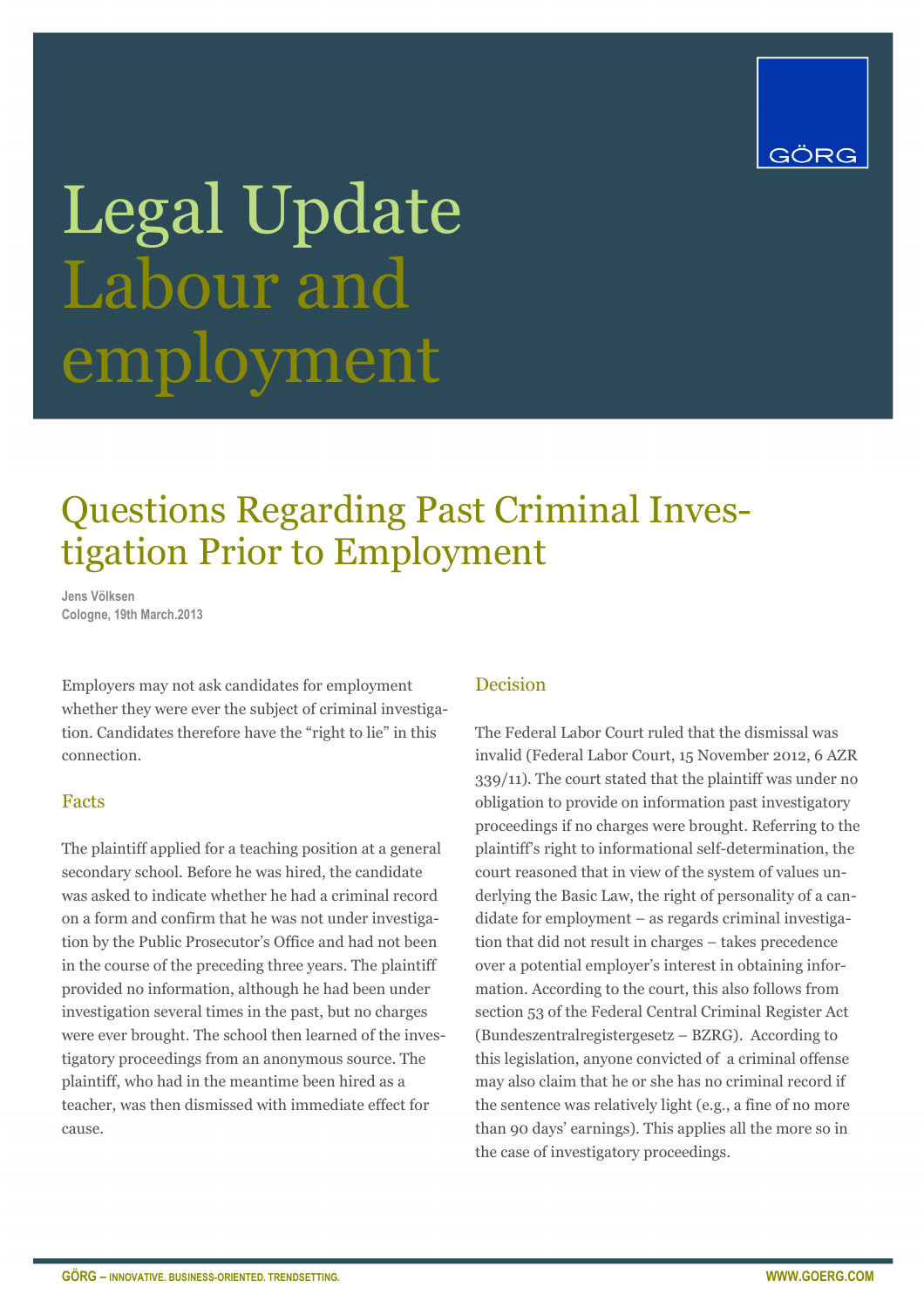GÖRG

# Legal Update Labour and employment

## Questions Regarding Past Criminal Investigation Prior to Employment

**Jens Völksen**
**Cologne, 19th March.2013**

Employers may not ask candidates for employment whether they were ever the subject of criminal investigation. Candidates therefore have the "right to lie" in this connection.

### Facts

The plaintiff applied for a teaching position at a general secondary school. Before he was hired, the candidate was asked to indicate whether he had a criminal record on a form and confirm that he was not under investigation by the Public Prosecutor's Office and had not been in the course of the preceding three years. The plaintiff provided no information, although he had been under investigation several times in the past, but no charges were ever brought. The school then learned of the investigatory proceedings from an anonymous source. The plaintiff, who had in the meantime been hired as a teacher, was then dismissed with immediate effect for cause.

### Decision

The Federal Labor Court ruled that the dismissal was invalid (Federal Labor Court, 15 November 2012, 6 AZR 339/11). The court stated that the plaintiff was under no obligation to provide on information past investigatory proceedings if no charges were brought. Referring to the plaintiff's right to informational self-determination, the court reasoned that in view of the system of values underlying the Basic Law, the right of personality of a candidate for employment – as regards criminal investigation that did not result in charges – takes precedence over a potential employer's interest in obtaining information. According to the court, this also follows from section 53 of the Federal Central Criminal Register Act (Bundeszentralregistergesetz – BZRG). According to this legislation, anyone convicted of a criminal offense may also claim that he or she has no criminal record if the sentence was relatively light (e.g., a fine of no more than 90 days' earnings). This applies all the more so in the case of investigatory proceedings.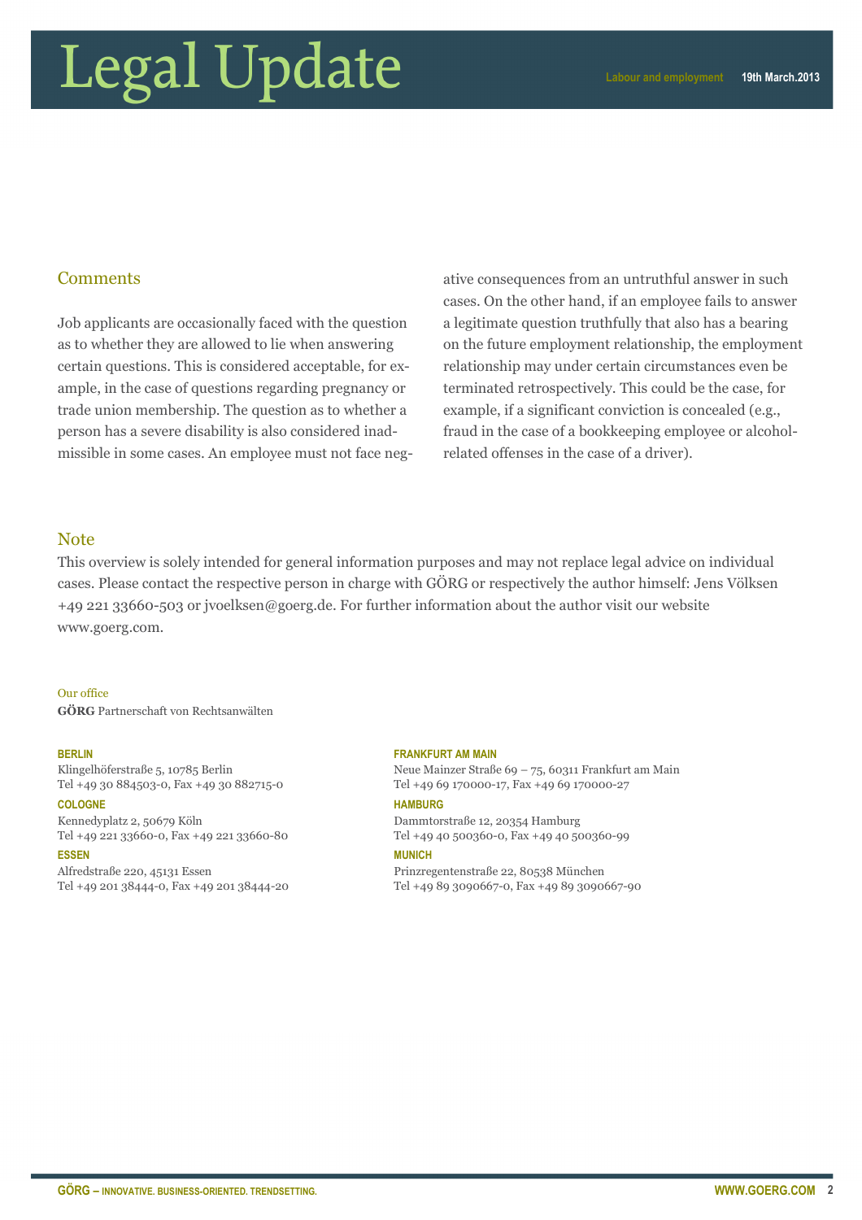## Comments

Job applicants are occasionally faced with the question as to whether they are allowed to lie when answering certain questions. This is considered acceptable, for example, in the case of questions regarding pregnancy or trade union membership. The question as to whether a person has a severe disability is also considered inadmissible in some cases. An employee must not face negative consequences from an untruthful answer in such cases. On the other hand, if an employee fails to answer a legitimate question truthfully that also has a bearing on the future employment relationship, the employment relationship may under certain circumstances even be terminated retrospectively. This could be the case, for example, if a significant conviction is concealed (e.g., fraud in the case of a bookkeeping employee or alcohol-related offenses in the case of a driver).

## Note

This overview is solely intended for general information purposes and may not replace legal advice on individual cases. Please contact the respective person in charge with GÖRG or respectively the author himself: Jens Völksen +49 221 33660-503 or jvoelksen@goerg.de. For further information about the author visit our website www.goerg.com.

Our office
**GÖRG** Partnerschaft von Rechtsanwälten

**BERLIN**
Klingelhöferstraße 5, 10785 Berlin
Tel +49 30 884503-0, Fax +49 30 882715-0

**COLOGNE**
Kennedyplatz 2, 50679 Köln
Tel +49 221 33660-0, Fax +49 221 33660-80

**ESSEN**
Alfredstraße 220, 45131 Essen
Tel +49 201 38444-0, Fax +49 201 38444-20

**FRANKFURT AM MAIN**
Neue Mainzer Straße 69 – 75, 60311 Frankfurt am Main
Tel +49 69 170000-17, Fax +49 69 170000-27

**HAMBURG**
Dammtorstraße 12, 20354 Hamburg
Tel +49 40 500360-0, Fax +49 40 500360-99

**MUNICH**
Prinzregentenstraße 22, 80538 München
Tel +49 89 3090667-0, Fax +49 89 3090667-90